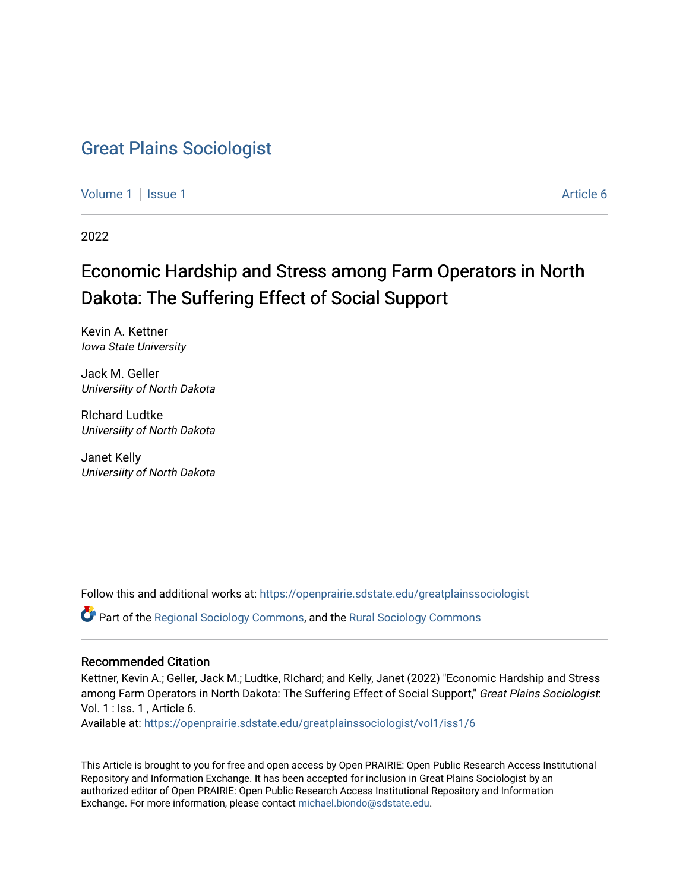# Great Plains Sociologist

Volume 1 | Issue 1 Article 6

2022

## Economic Hardship and Stress among Farm Operators in North Dakota: The Suffering Effect of Social Support

Kevin A. Kettner
*Iowa State University*

Jack M. Geller
*Universiity of North Dakota*

RIchard Ludtke
*Universiity of North Dakota*

Janet Kelly
*Universiity of North Dakota*

Follow this and additional works at: https://openprairie.sdstate.edu/greatplainssociologist

Part of the Regional Sociology Commons, and the Rural Sociology Commons

### Recommended Citation

Kettner, Kevin A.; Geller, Jack M.; Ludtke, RIchard; and Kelly, Janet (2022) "Economic Hardship and Stress among Farm Operators in North Dakota: The Suffering Effect of Social Support," *Great Plains Sociologist*: Vol. 1 : Iss. 1 , Article 6.
Available at: https://openprairie.sdstate.edu/greatplainssociologist/vol1/iss1/6

This Article is brought to you for free and open access by Open PRAIRIE: Open Public Research Access Institutional Repository and Information Exchange. It has been accepted for inclusion in Great Plains Sociologist by an authorized editor of Open PRAIRIE: Open Public Research Access Institutional Repository and Information Exchange. For more information, please contact michael.biondo@sdstate.edu.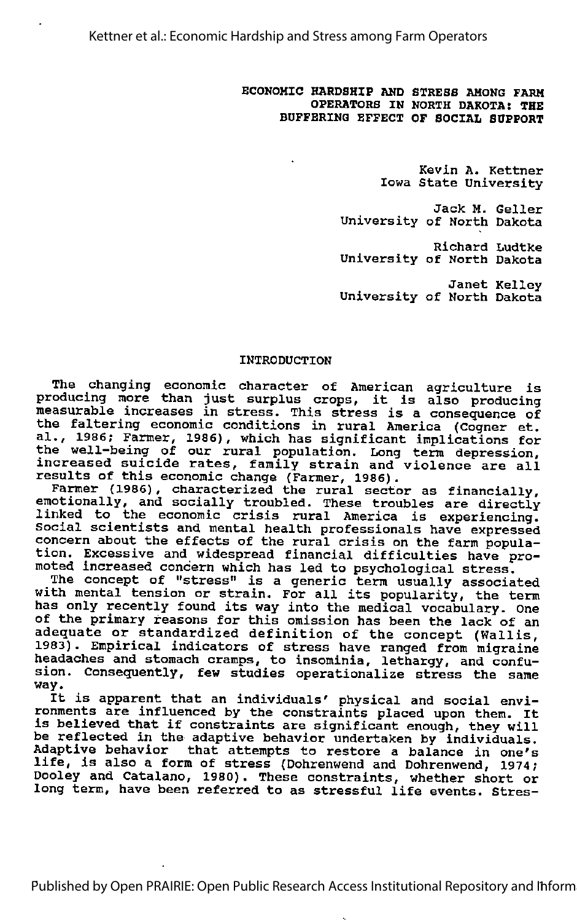# ECONOMIC HARDSHIP AND STRESS AMONG FARM OPERATORS IN NORTH DAKOTA: THE BUFFERING EFFECT OF SOCIAL SUPPORT

Kevin A. Kettner
Iowa State University

Jack M. Geller
University of North Dakota

Richard Ludtke
University of North Dakota

Janet Kelley
University of North Dakota

## INTRODUCTION

The changing economic character of American agriculture is producing more than just surplus crops, it is also producing measurable increases in stress. This stress is a consequence of the faltering economic conditions in rural America (Cogner et. al., 1986; Farmer, 1986), which has significant implications for the well-being of our rural population. Long term depression, increased suicide rates, family strain and violence are all results of this economic change (Farmer, 1986).

Farmer (1986), characterized the rural sector as financially, emotionally, and socially troubled. These troubles are directly linked to the economic crisis rural America is experiencing. Social scientists and mental health professionals have expressed concern about the effects of the rural crisis on the farm population. Excessive and widespread financial difficulties have promoted increased concern which has led to psychological stress.

The concept of "stress" is a generic term usually associated with mental tension or strain. For all its popularity, the term has only recently found its way into the medical vocabulary. One of the primary reasons for this omission has been the lack of an adequate or standardized definition of the concept (Wallis, 1983). Empirical indicators of stress have ranged from migraine headaches and stomach cramps, to insominia, lethargy, and confusion. Consequently, few studies operationalize stress the same way.

It is apparent that an individuals' physical and social environments are influenced by the constraints placed upon them. It is believed that if constraints are significant enough, they will be reflected in the adaptive behavior undertaken by individuals. Adaptive behavior that attempts to restore a balance in one's life, is also a form of stress (Dohrenwend and Dohrenwend, 1974; Dooley and Catalano, 1980). These constraints, whether short or long term, have been referred to as stressful life events. Stres-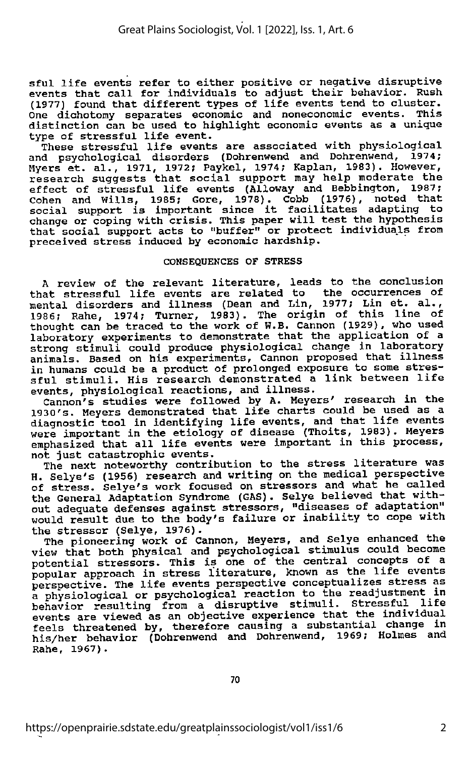sful life events refer to either positive or negative disruptive events that call for individuals to adjust their behavior. Rush (1977) found that different types of life events tend to cluster. One dichotomy separates economic and noneconomic events. This distinction can be used to highlight economic events as a unique type of stressful life event.

These stressful life events are associated with physiological and psychological disorders (Dohrenwend and Dohrenwend, 1974; Myers et. al., 1971, 1972; Paykel, 1974; Kaplan, 1983). However, research suggests that social support may help moderate the effect of stressful life events (Alloway and Bebbington, 1987; Cohen and Wills, 1985; Gore, 1978). Cobb (1976), noted that social support is important since it facilitates adapting to change or coping with crisis. This paper will test the hypothesis that social support acts to "buffer" or protect individuals from preceived stress induced by economic hardship.

## CONSEQUENCES OF STRESS

A review of the relevant literature, leads to the conclusion that stressful life events are related to the occurrences of mental disorders and illness (Dean and Lin, 1977; Lin et. al., 1986; Rahe, 1974; Turner, 1983). The origin of this line of thought can be traced to the work of W.B. Cannon (1929), who used laboratory experiments to demonstrate that the application of a strong stimuli could produce physiological change in laboratory animals. Based on his experiments, Cannon proposed that illness in humans could be a product of prolonged exposure to some stressful stimuli. His research demonstrated a link between life events, physiological reactions, and illness.

Cannon's studies were followed by A. Meyers' research in the 1930's. Meyers demonstrated that life charts could be used as a diagnostic tool in identifying life events, and that life events were important in the etiology of disease (Thoits, 1983). Meyers emphasized that all life events were important in this process, not just catastrophic events.

The next noteworthy contribution to the stress literature was H. Selye's (1956) research and writing on the medical perspective of stress. Selye's work focused on stressors and what he called the General Adaptation Syndrome (GAS). Selye believed that without adequate defenses against stressors, "diseases of adaptation" would result due to the body's failure or inability to cope with the stressor (Selye, 1976).

The pioneering work of Cannon, Meyers, and Selye enhanced the view that both physical and psychological stimulus could become potential stressors. This is one of the central concepts of a popular approach in stress literature, known as the life events perspective. The life events perspective conceptualizes stress as a physiological or psychological reaction to the readjustment in behavior resulting from a disruptive stimuli. Stressful life events are viewed as an objective experience that the individual feels threatened by, therefore causing a substantial change in his/her behavior (Dohrenwend and Dohrenwend, 1969; Holmes and Rahe, 1967).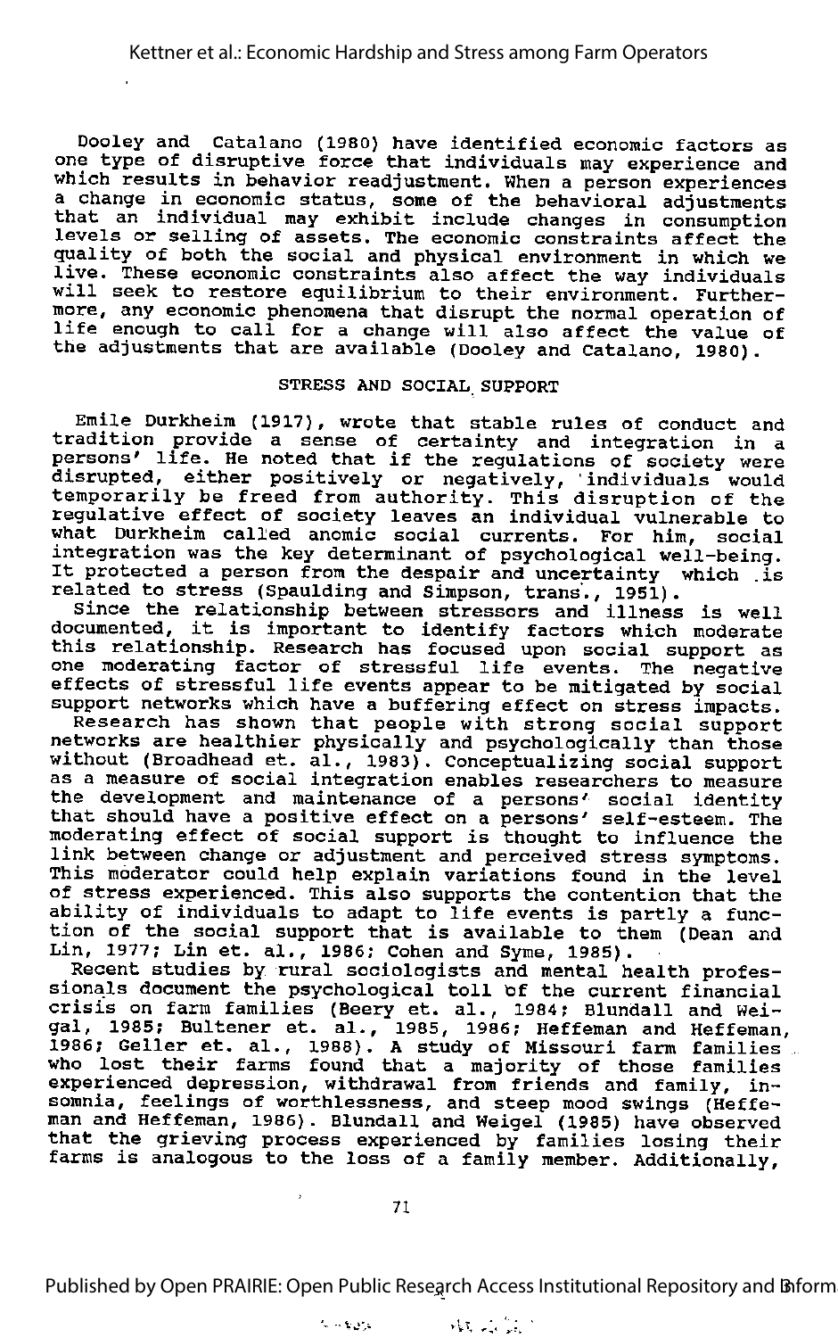Dooley and Catalano (1980) have identified economic factors as one type of disruptive force that individuals may experience and which results in behavior readjustment. When a person experiences a change in economic status, some of the behavioral adjustments that an individual may exhibit include changes in consumption levels or selling of assets. The economic constraints affect the quality of both the social and physical environment in which we live. These economic constraints also affect the way individuals will seek to restore equilibrium to their environment. Furthermore, any economic phenomena that disrupt the normal operation of life enough to call for a change will also affect the value of the adjustments that are available (Dooley and Catalano, 1980).

## STRESS AND SOCIAL SUPPORT

Emile Durkheim (1917), wrote that stable rules of conduct and tradition provide a sense of certainty and integration in a persons' life. He noted that if the regulations of society were disrupted, either positively or negatively, individuals would temporarily be freed from authority. This disruption of the regulative effect of society leaves an individual vulnerable to what Durkheim called anomic social currents. For him, social integration was the key determinant of psychological well-being. It protected a person from the despair and uncertainty which is related to stress (Spaulding and Simpson, trans., 1951).

Since the relationship between stressors and illness is well documented, it is important to identify factors which moderate this relationship. Research has focused upon social support as one moderating factor of stressful life events. The negative effects of stressful life events appear to be mitigated by social support networks which have a buffering effect on stress impacts.

Research has shown that people with strong social support networks are healthier physically and psychologically than those without (Broadhead et. al., 1983). Conceptualizing social support as a measure of social integration enables researchers to measure the development and maintenance of a persons' social identity that should have a positive effect on a persons' self-esteem. The moderating effect of social support is thought to influence the link between change or adjustment and perceived stress symptoms. This moderator could help explain variations found in the level of stress experienced. This also supports the contention that the ability of individuals to adapt to life events is partly a function of the social support that is available to them (Dean and Lin, 1977; Lin et. al., 1986; Cohen and Syme, 1985).

Recent studies by rural sociologists and mental health professionals document the psychological toll of the current financial crisis on farm families (Beery et. al., 1984; Blundall and Weigal, 1985; Bultener et. al., 1985, 1986; Heffeman and Heffeman, 1986; Geller et. al., 1988). A study of Missouri farm families who lost their farms found that a majority of those families experienced depression, withdrawal from friends and family, insomnia, feelings of worthlessness, and steep mood swings (Heffeman and Heffeman, 1986). Blundall and Weigel (1985) have observed that the grieving process experienced by families losing their farms is analogous to the loss of a family member. Additionally,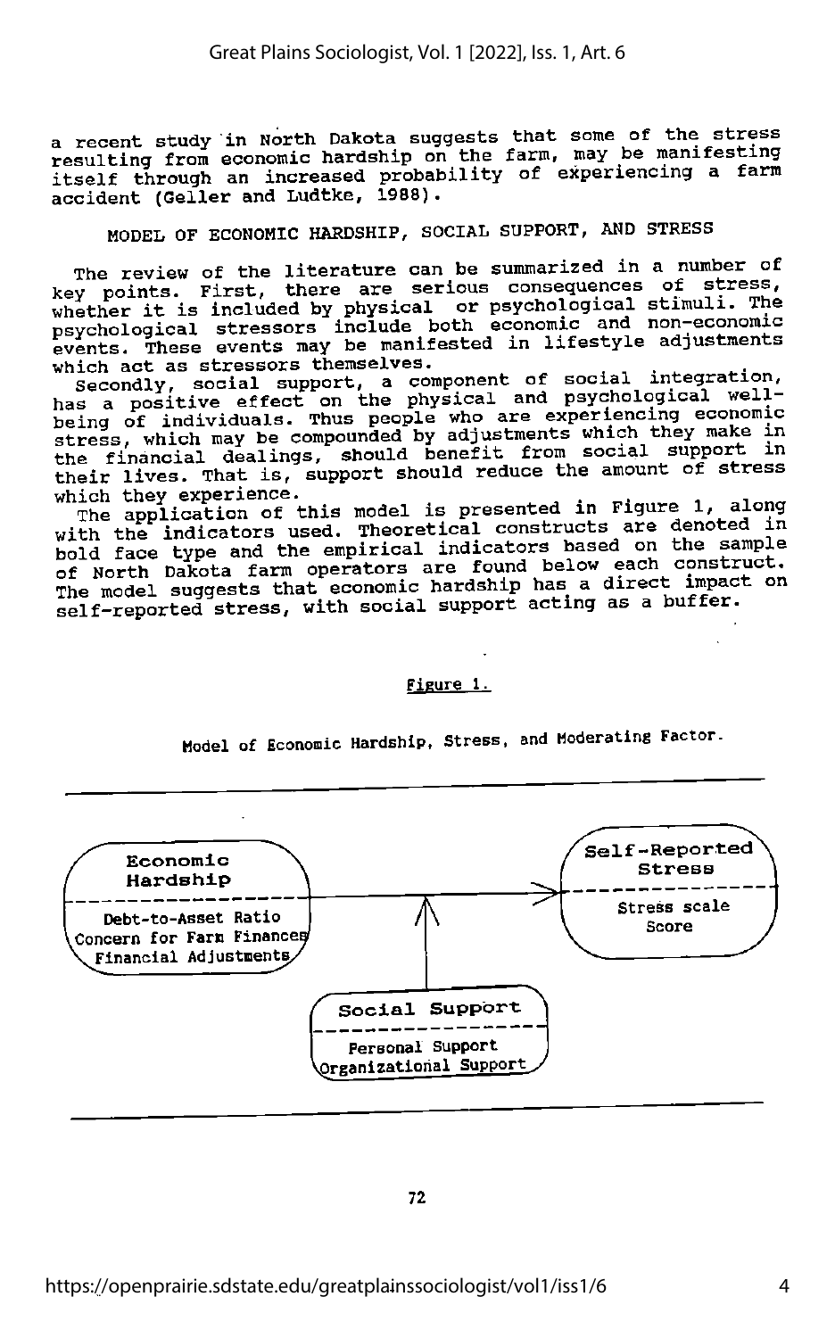a recent study in North Dakota suggests that some of the stress resulting from economic hardship on the farm, may be manifesting itself through an increased probability of experiencing a farm accident (Geller and Ludtke, 1988).

## MODEL OF ECONOMIC HARDSHIP, SOCIAL SUPPORT, AND STRESS

The review of the literature can be summarized in a number of key points. First, there are serious consequences of stress, whether it is included by physical or psychological stimuli. The psychological stressors include both economic and non-economic events. These events may be manifested in lifestyle adjustments which act as stressors themselves.

Secondly, social support, a component of social integration, has a positive effect on the physical and psychological well-being of individuals. Thus people who are experiencing economic stress, which may be compounded by adjustments which they make in the financial dealings, should benefit from social support in their lives. That is, support should reduce the amount of stress which they experience.

The application of this model is presented in Figure 1, along with the indicators used. Theoretical constructs are denoted in bold face type and the empirical indicators based on the sample of North Dakota farm operators are found below each construct. The model suggests that economic hardship has a direct impact on self-reported stress, with social support acting as a buffer.

Figure 1.

Model of Economic Hardship, Stress, and Moderating Factor.

**Economic Hardship**
- Debt-to-Asset Ratio
- Concern for Farm Finances
- Financial Adjustments

→ **Self-Reported Stress**
- Stress scale Score

↑ **Social Support**
- Personal Support
- Organizational Support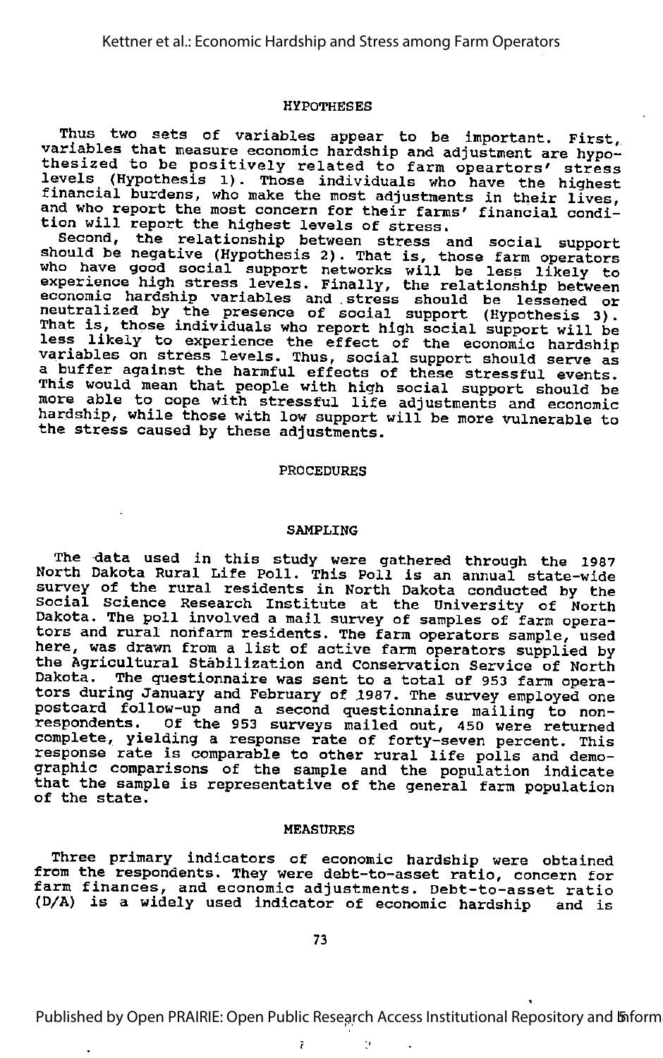## HYPOTHESES

Thus two sets of variables appear to be important. First, variables that measure economic hardship and adjustment are hypothesized to be positively related to farm opeartors' stress levels (Hypothesis 1). Those individuals who have the highest financial burdens, who make the most adjustments in their lives, and who report the most concern for their farms' financial condition will report the highest levels of stress.

Second, the relationship between stress and social support should be negative (Hypothesis 2). That is, those farm operators who have good social support networks will be less likely to experience high stress levels. Finally, the relationship between economic hardship variables and stress should be lessened or neutralized by the presence of social support (Hypothesis 3). That is, those individuals who report high social support will be less likely to experience the effect of the economic hardship variables on stress levels. Thus, social support should serve as a buffer against the harmful effects of these stressful events. This would mean that people with high social support should be more able to cope with stressful life adjustments and economic hardship, while those with low support will be more vulnerable to the stress caused by these adjustments.

## PROCEDURES

### SAMPLING

The data used in this study were gathered through the 1987 North Dakota Rural Life Poll. This Poll is an annual state-wide survey of the rural residents in North Dakota conducted by the Social Science Research Institute at the University of North Dakota. The poll involved a mail survey of samples of farm operators and rural nonfarm residents. The farm operators sample, used here, was drawn from a list of active farm operators supplied by the Agricultural Stabilization and Conservation Service of North Dakota. The questionnaire was sent to a total of 953 farm operators during January and February of 1987. The survey employed one postcard follow-up and a second questionnaire mailing to nonrespondents. Of the 953 surveys mailed out, 450 were returned complete, yielding a response rate of forty-seven percent. This response rate is comparable to other rural life polls and demographic comparisons of the sample and the population indicate that the sample is representative of the general farm population of the state.

### MEASURES

Three primary indicators of economic hardship were obtained from the respondents. They were debt-to-asset ratio, concern for farm finances, and economic adjustments. Debt-to-asset ratio (D/A) is a widely used indicator of economic hardship and is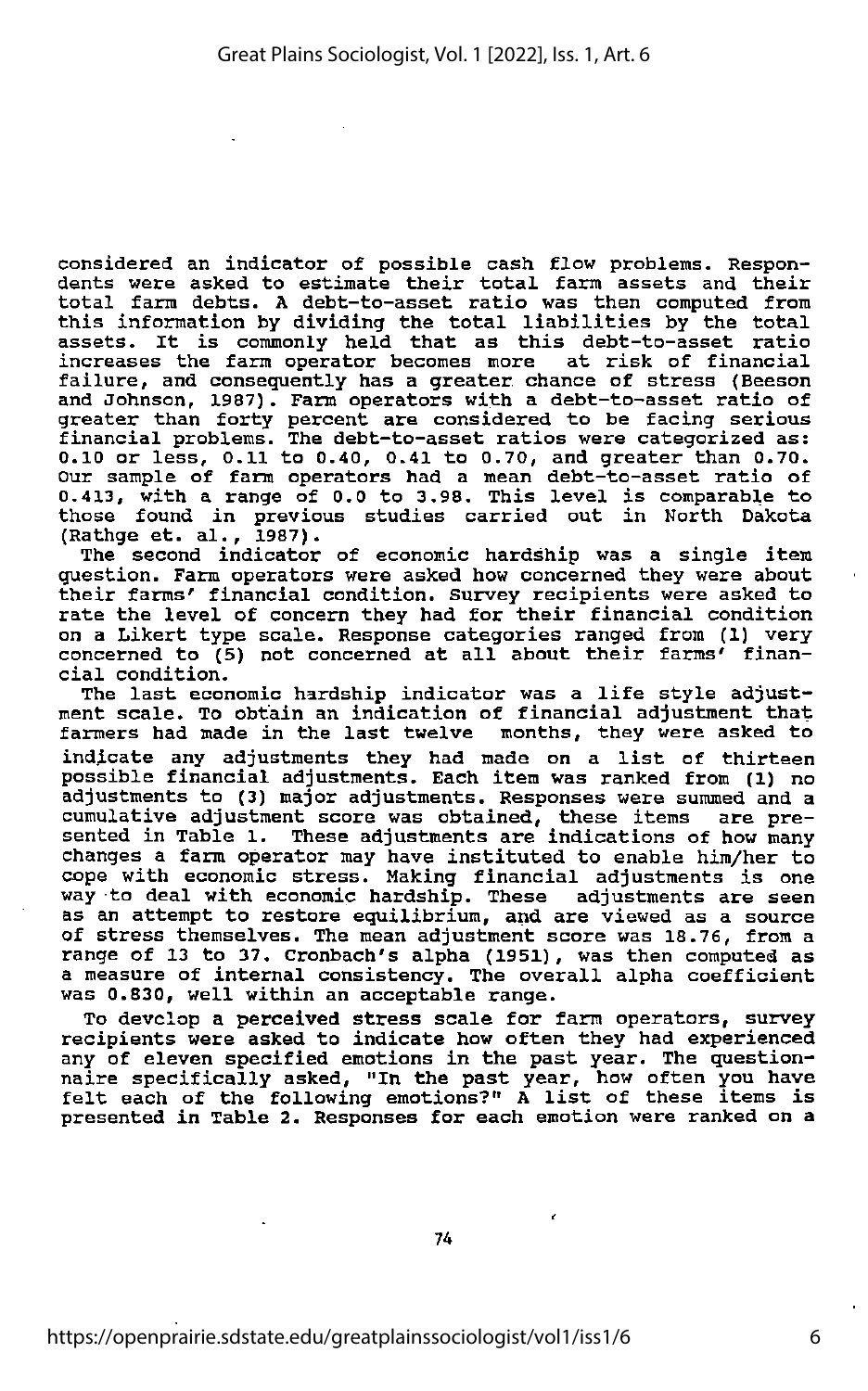considered an indicator of possible cash flow problems. Respondents were asked to estimate their total farm assets and their total farm debts. A debt-to-asset ratio was then computed from this information by dividing the total liabilities by the total assets. It is commonly held that as this debt-to-asset ratio increases the farm operator becomes more at risk of financial failure, and consequently has a greater chance of stress (Beeson and Johnson, 1987). Farm operators with a debt-to-asset ratio of greater than forty percent are considered to be facing serious financial problems. The debt-to-asset ratios were categorized as: 0.10 or less, 0.11 to 0.40, 0.41 to 0.70, and greater than 0.70. Our sample of farm operators had a mean debt-to-asset ratio of 0.413, with a range of 0.0 to 3.98. This level is comparable to those found in previous studies carried out in North Dakota (Rathge et. al., 1987).

The second indicator of economic hardship was a single item question. Farm operators were asked how concerned they were about their farms' financial condition. Survey recipients were asked to rate the level of concern they had for their financial condition on a Likert type scale. Response categories ranged from (1) very concerned to (5) not concerned at all about their farms' financial condition.

The last economic hardship indicator was a life style adjustment scale. To obtain an indication of financial adjustment that farmers had made in the last twelve months, they were asked to indicate any adjustments they had made on a list of thirteen possible financial adjustments. Each item was ranked from (1) no adjustments to (3) major adjustments. Responses were summed and a cumulative adjustment score was obtained, these items are presented in Table 1. These adjustments are indications of how many changes a farm operator may have instituted to enable him/her to cope with economic stress. Making financial adjustments is one way to deal with economic hardship. These adjustments are seen as an attempt to restore equilibrium, and are viewed as a source of stress themselves. The mean adjustment score was 18.76, from a range of 13 to 37. Cronbach's alpha (1951), was then computed as a measure of internal consistency. The overall alpha coefficient was 0.830, well within an acceptable range.

To develop a perceived stress scale for farm operators, survey recipients were asked to indicate how often they had experienced any of eleven specified emotions in the past year. The questionnaire specifically asked, "In the past year, how often you have felt each of the following emotions?" A list of these items is presented in Table 2. Responses for each emotion were ranked on a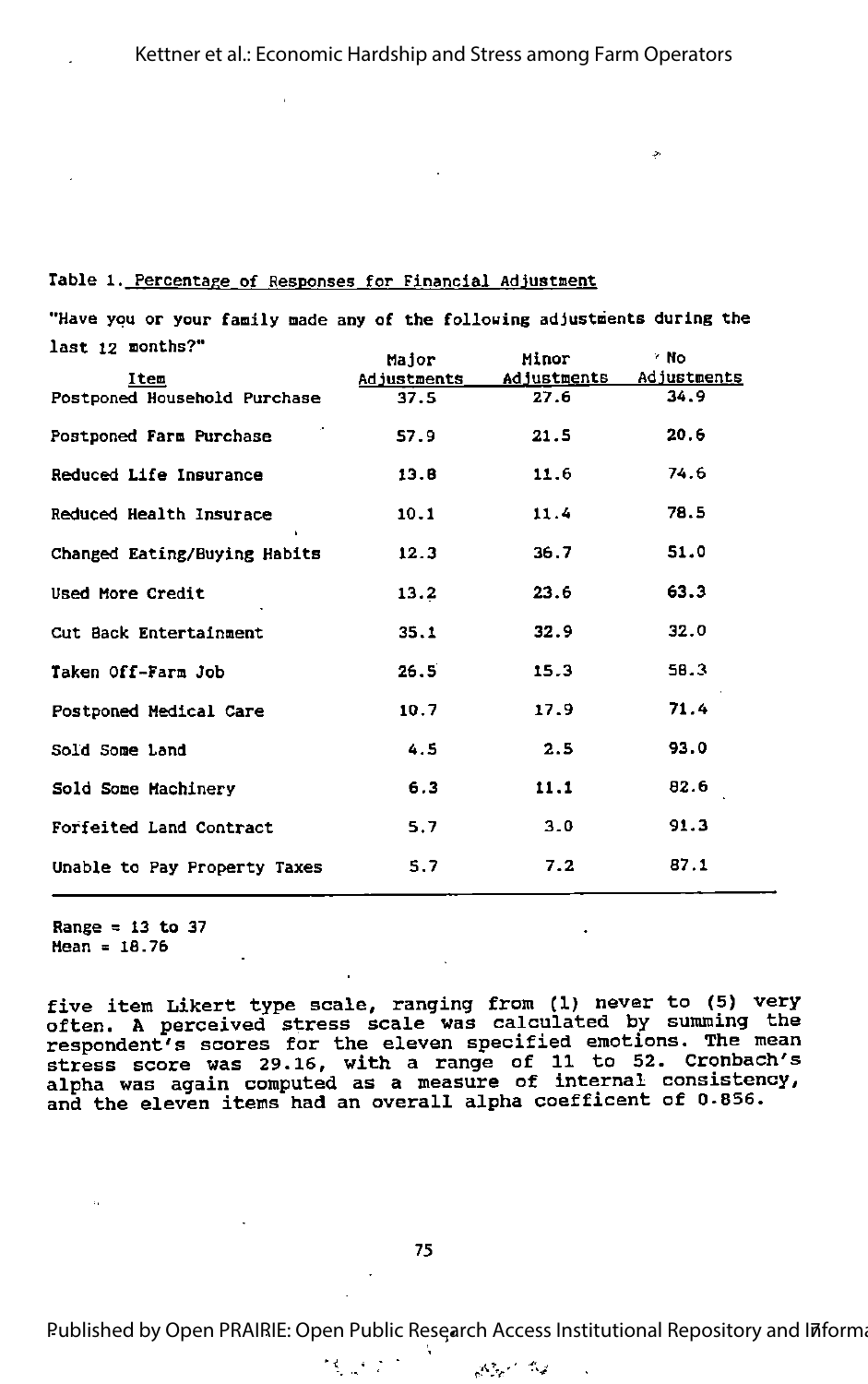Table 1. Percentage of Responses for Financial Adjustment

"Have you or your family made any of the following adjustments during the last 12 months?"

| Item | Major Adjustments | Minor Adjustments | No Adjustments |
|---|---|---|---|
| Postponed Household Purchase | 37.5 | 27.6 | 34.9 |
| Postponed Farm Purchase | 57.9 | 21.5 | 20.6 |
| Reduced Life Insurance | 13.8 | 11.6 | 74.6 |
| Reduced Health Insurace | 10.1 | 11.4 | 78.5 |
| Changed Eating/Buying Habits | 12.3 | 36.7 | 51.0 |
| Used More Credit | 13.2 | 23.6 | 63.3 |
| Cut Back Entertainment | 35.1 | 32.9 | 32.0 |
| Taken Off-Farm Job | 26.5 | 15.3 | 58.3 |
| Postponed Medical Care | 10.7 | 17.9 | 71.4 |
| Sold Some Land | 4.5 | 2.5 | 93.0 |
| Sold Some Machinery | 6.3 | 11.1 | 82.6 |
| Forfeited Land Contract | 5.7 | 3.0 | 91.3 |
| Unable to Pay Property Taxes | 5.7 | 7.2 | 87.1 |

Range = 13 to 37
Mean = 18.76

five item Likert type scale, ranging from (1) never to (5) very often. A perceived stress scale was calculated by summing the respondent's scores for the eleven specified emotions. The mean stress score was 29.16, with a range of 11 to 52. Cronbach's alpha was again computed as a measure of internal consistency, and the eleven items had an overall alpha coefficent of 0.856.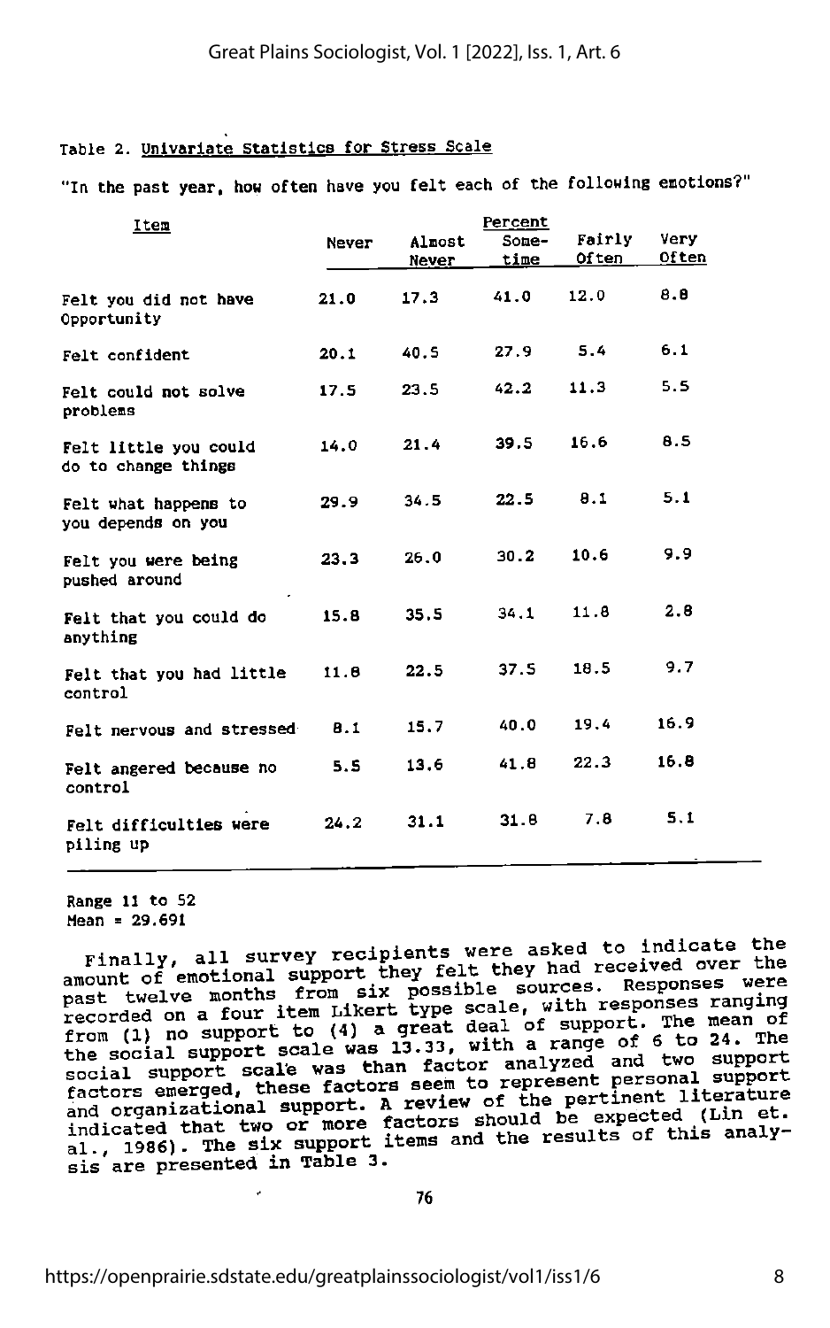Table 2. Univariate Statistics for Stress Scale

"In the past year, how often have you felt each of the following emotions?"

| Item | Percent | | | | |
|---|---|---|---|---|---|
| | Never | Almost Never | Some-time | Fairly Often | Very Often |
| Felt you did not have Opportunity | 21.0 | 17.3 | 41.0 | 12.0 | 8.8 |
| Felt confident | 20.1 | 40.5 | 27.9 | 5.4 | 6.1 |
| Felt could not solve problems | 17.5 | 23.5 | 42.2 | 11.3 | 5.5 |
| Felt little you could do to change things | 14.0 | 21.4 | 39.5 | 16.6 | 8.5 |
| Felt what happens to you depends on you | 29.9 | 34.5 | 22.5 | 8.1 | 5.1 |
| Felt you were being pushed around | 23.3 | 26.0 | 30.2 | 10.6 | 9.9 |
| Felt that you could do anything | 15.8 | 35.5 | 34.1 | 11.8 | 2.8 |
| Felt that you had little control | 11.8 | 22.5 | 37.5 | 18.5 | 9.7 |
| Felt nervous and stressed | 8.1 | 15.7 | 40.0 | 19.4 | 16.9 |
| Felt angered because no control | 5.5 | 13.6 | 41.8 | 22.3 | 16.8 |
| Felt difficulties were piling up | 24.2 | 31.1 | 31.8 | 7.8 | 5.1 |

Range 11 to 52
Mean = 29.691

Finally, all survey recipients were asked to indicate the amount of emotional support they felt they had received over the past twelve months from six possible sources. Responses were recorded on a four item Likert type scale, with responses ranging from (1) no support to (4) a great deal of support. The mean of the social support scale was 13.33, with a range of 6 to 24. The social support scale was than factor analyzed and two support factors emerged, these factors seem to represent personal support and organizational support. A review of the pertinent literature indicated that two or more factors should be expected (Lin et. al., 1986). The six support items and the results of this analysis are presented in Table 3.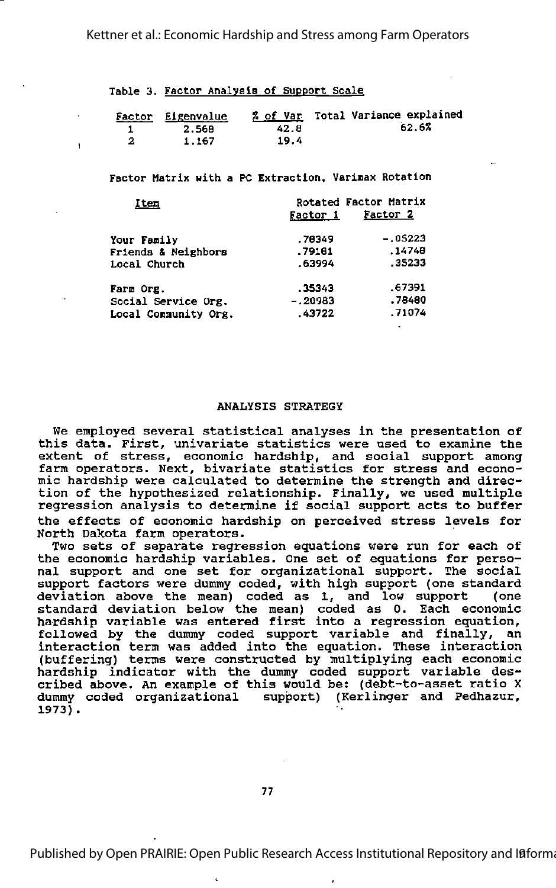Table 3. Factor Analysis of Support Scale

| Factor | Eigenvalue | % of Var | Total Variance explained |
|---|---|---|---|
| 1 | 2.568 | 42.8 | 62.6% |
| 2 | 1.167 | 19.4 | |

Factor Matrix with a PC Extraction, Varimax Rotation

| Item | Rotated Factor Matrix | |
|---|---|---|
| | Factor 1 | Factor 2 |
| Your Family | .78349 | -.05223 |
| Friends & Neighbors | .79181 | .14748 |
| Local Church | .63994 | .35233 |
| Farm Org. | .35343 | .67391 |
| Social Service Org. | -.20983 | .78480 |
| Local Community Org. | .43722 | .71074 |

## ANALYSIS STRATEGY

We employed several statistical analyses in the presentation of this data. First, univariate statistics were used to examine the extent of stress, economic hardship, and social support among farm operators. Next, bivariate statistics for stress and economic hardship were calculated to determine the strength and direction of the hypothesized relationship. Finally, we used multiple regression analysis to determine if social support acts to buffer the effects of economic hardship on perceived stress levels for North Dakota farm operators.

Two sets of separate regression equations were run for each of the economic hardship variables. One set of equations for personal support and one set for organizational support. The social support factors were dummy coded, with high support (one standard deviation above the mean) coded as 1, and low support (one standard deviation below the mean) coded as 0. Each economic hardship variable was entered first into a regression equation, followed by the dummy coded support variable and finally, an interaction term was added into the equation. These interaction (buffering) terms were constructed by multiplying each economic hardship indicator with the dummy coded support variable described above. An example of this would be: (debt-to-asset ratio X dummy coded organizational support) (Kerlinger and Pedhazur, 1973).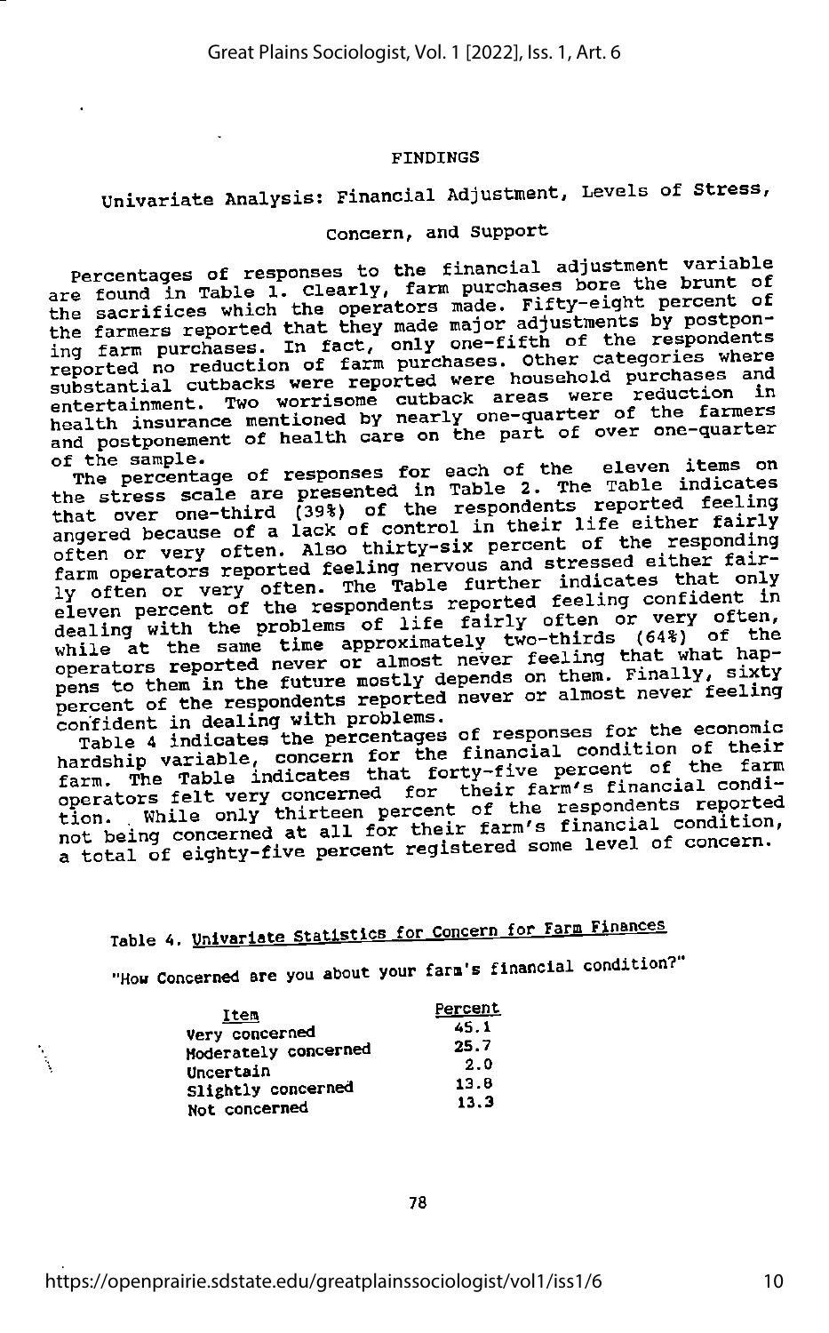# FINDINGS

## Univariate Analysis: Financial Adjustment, Levels of Stress, Concern, and Support

Percentages of responses to the financial adjustment variable are found in Table 1. Clearly, farm purchases bore the brunt of the sacrifices which the operators made. Fifty-eight percent of the farmers reported that they made major adjustments by postponing farm purchases. In fact, only one-fifth of the respondents reported no reduction of farm purchases. Other categories where substantial cutbacks were reported were household purchases and entertainment. Two worrisome cutback areas were reduction in health insurance mentioned by nearly one-quarter of the farmers and postponement of health care on the part of over one-quarter of the sample.

The percentage of responses for each of the eleven items on the stress scale are presented in Table 2. The Table indicates that over one-third (39%) of the respondents reported feeling angered because of a lack of control in their life either fairly often or very often. Also thirty-six percent of the responding farm operators reported feeling nervous and stressed either fairly often or very often. The Table further indicates that only eleven percent of the respondents reported feeling confident in dealing with the problems of life fairly often or very often, while at the same time approximately two-thirds (64%) of the operators reported never or almost never feeling that what happens to them in the future mostly depends on them. Finally, sixty percent of the respondents reported never or almost never feeling confident in dealing with problems.

Table 4 indicates the percentages of responses for the economic hardship variable, concern for the financial condition of their farm. The Table indicates that forty-five percent of the farm operators felt very concerned for their farm's financial condition. While only thirteen percent of the respondents reported not being concerned at all for their farm's financial condition, a total of eighty-five percent registered some level of concern.

Table 4. Univariate Statistics for Concern for Farm Finances

"How Concerned are you about your farm's financial condition?"

| Item | Percent |
|---|---|
| Very concerned | 45.1 |
| Moderately concerned | 25.7 |
| Uncertain | 2.0 |
| Slightly concerned | 13.8 |
| Not concerned | 13.3 |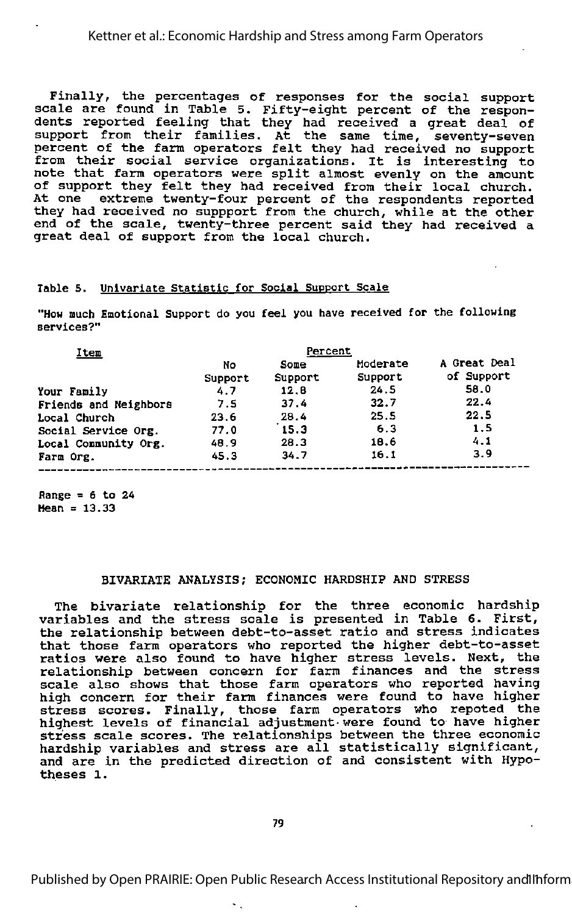Finally, the percentages of responses for the social support scale are found in Table 5. Fifty-eight percent of the respondents reported feeling that they had received a great deal of support from their families. At the same time, seventy-seven percent of the farm operators felt they had received no support from their social service organizations. It is interesting to note that farm operators were split almost evenly on the amount of support they felt they had received from their local church. At one extreme twenty-four percent of the respondents reported they had received no suppport from the church, while at the other end of the scale, twenty-three percent said they had received a great deal of support from the local church.

Table 5. Univariate Statistic for Social Support Scale

"How much Emotional Support do you feel you have received for the following services?"

| Item | Percent | | | |
|---|---|---|---|---|
| | No Support | Some Support | Moderate Support | A Great Deal of Support |
| Your Family | 4.7 | 12.8 | 24.5 | 58.0 |
| Friends and Neighbors | 7.5 | 37.4 | 32.7 | 22.4 |
| Local Church | 23.6 | 28.4 | 25.5 | 22.5 |
| Social Service Org. | 77.0 | 15.3 | 6.3 | 1.5 |
| Local Community Org. | 48.9 | 28.3 | 18.6 | 4.1 |
| Farm Org. | 45.3 | 34.7 | 16.1 | 3.9 |

Range = 6 to 24
Mean = 13.33

## BIVARIATE ANALYSIS; ECONOMIC HARDSHIP AND STRESS

The bivariate relationship for the three economic hardship variables and the stress scale is presented in Table 6. First, the relationship between debt-to-asset ratio and stress indicates that those farm operators who reported the higher debt-to-asset ratios were also found to have higher stress levels. Next, the relationship between concern for farm finances and the stress scale also shows that those farm operators who reported having high concern for their farm finances were found to have higher stress scores. Finally, those farm operators who repoted the highest levels of financial adjustment were found to have higher stress scale scores. The relationships between the three economic hardship variables and stress are all statistically significant, and are in the predicted direction of and consistent with Hypotheses 1.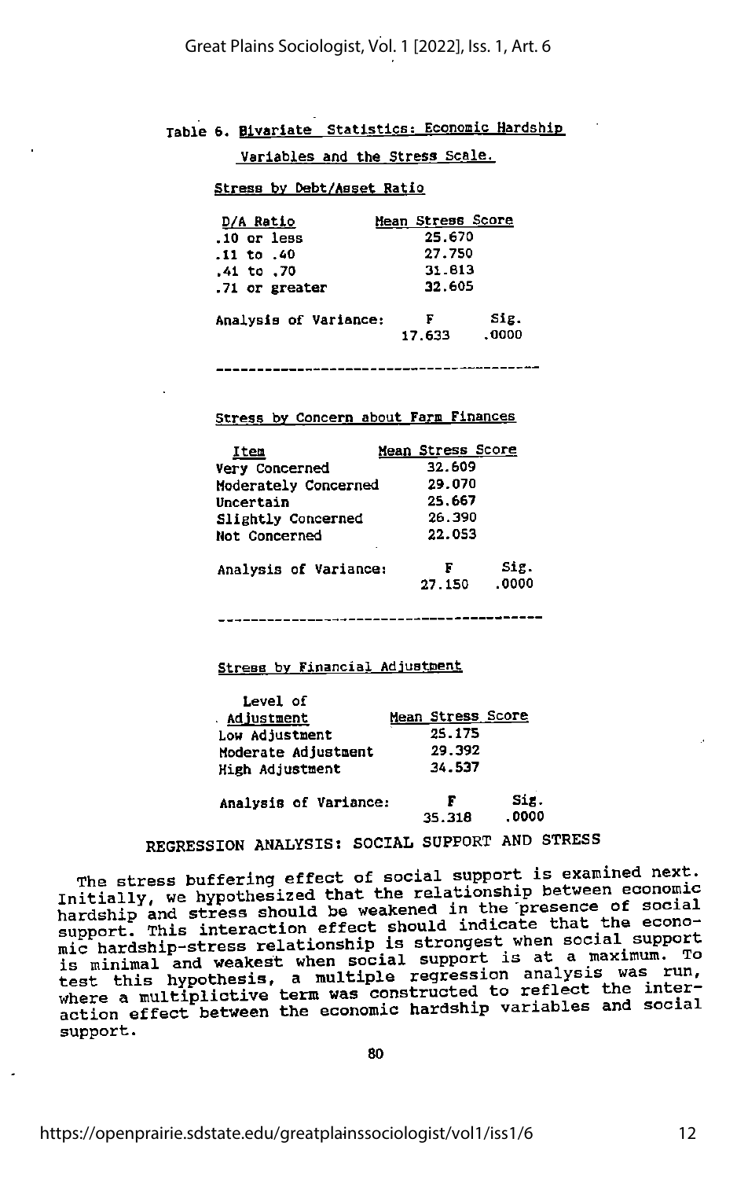Table 6. Bivariate Statistics: Economic Hardship Variables and the Stress Scale.

Stress by Debt/Asset Ratio

| D/A Ratio | Mean Stress Score | |
|---|---|---|
| .10 or less | 25.670 | |
| .11 to .40 | 27.750 | |
| .41 to .70 | 31.813 | |
| .71 or greater | 32.605 | |
| Analysis of Variance: | F | Sig. |
| | 17.633 | .0000 |

Stress by Concern about Farm Finances

| Item | Mean Stress Score | |
|---|---|---|
| Very Concerned | 32.609 | |
| Moderately Concerned | 29.070 | |
| Uncertain | 25.667 | |
| Slightly Concerned | 26.390 | |
| Not Concerned | 22.053 | |
| Analysis of Variance: | F | Sig. |
| | 27.150 | .0000 |

Stress by Financial Adjustment

| Level of Adjustment | Mean Stress Score | |
|---|---|---|
| Low Adjustment | 25.175 | |
| Moderate Adjustment | 29.392 | |
| High Adjustment | 34.537 | |
| Analysis of Variance: | F | Sig. |
| | 35.318 | .0000 |

## REGRESSION ANALYSIS: SOCIAL SUPPORT AND STRESS

The stress buffering effect of social support is examined next. Initially, we hypothesized that the relationship between economic hardship and stress should be weakened in the presence of social support. This interaction effect should indicate that the economic hardship-stress relationship is strongest when social support is minimal and weakest when social support is at a maximum. To test this hypothesis, a multiple regression analysis was run, where a multiplictive term was constructed to reflect the interaction effect between the economic hardship variables and social support.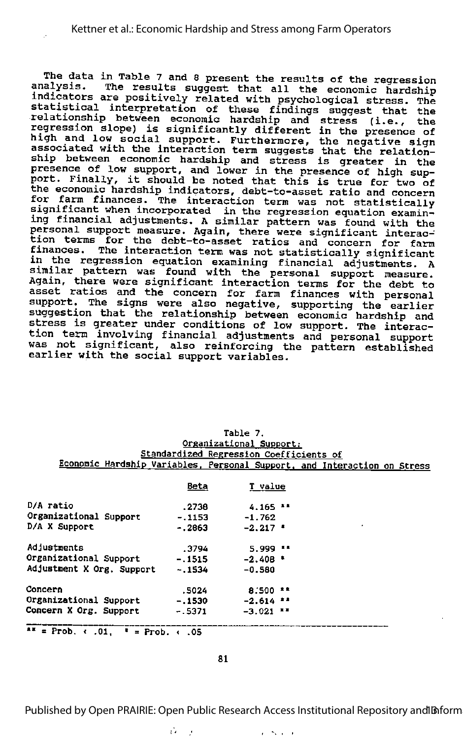The data in Table 7 and 8 present the results of the regression analysis. The results suggest that all the economic hardship indicators are positively related with psychological stress. The statistical interpretation of these findings suggest that the relationship between economic hardship and stress (i.e., the regression slope) is significantly different in the presence of high and low social support. Furthermore, the negative sign associated with the interaction term suggests that the relationship between economic hardship and stress is greater in the presence of low support, and lower in the presence of high support. Finally, it should be noted that this is true for two of the economic hardship indicators, debt-to-asset ratio and concern for farm finances. The interaction term was not statistically significant when incorporated in the regression equation examining financial adjustments. A similar pattern was found with the personal support measure. Again, there were significant interaction terms for the debt-to-asset ratios and concern for farm finances. The interaction term was not statistically significant in the regression equation examining financial adjustments. A similar pattern was found with the personal support measure. Again, there were significant interaction terms for the debt to asset ratios and the concern for farm finances with personal support. The signs were also negative, supporting the earlier suggestion that the relationship between economic hardship and stress is greater under conditions of low support. The interaction term involving financial adjustments and personal support was not significant, also reinforcing the pattern established earlier with the social support variables.

Table 7.
Organizational Support:
Standardized Regression Coefficients of
Economic Hardship Variables, Personal Support, and Interaction on Stress

| | Beta | T value |
|---|---|---|
| D/A ratio | .2738 | 4.165 ** |
| Organizational Support | -.1153 | -1.762 |
| D/A X Support | -.2863 | -2.217 * |
| Adjustments | .3794 | 5.999 ** |
| Organizational Support | -.1515 | -2.408 * |
| Adjustment X Org. Support | -.1534 | -0.580 |
| Concern | .5024 | 8.500 ** |
| Organizational Support | -.1530 | -2.614 ** |
| Concern X Org. Support | -.5371 | -3.021 ** |

** = Prob. < .01, * = Prob. < .05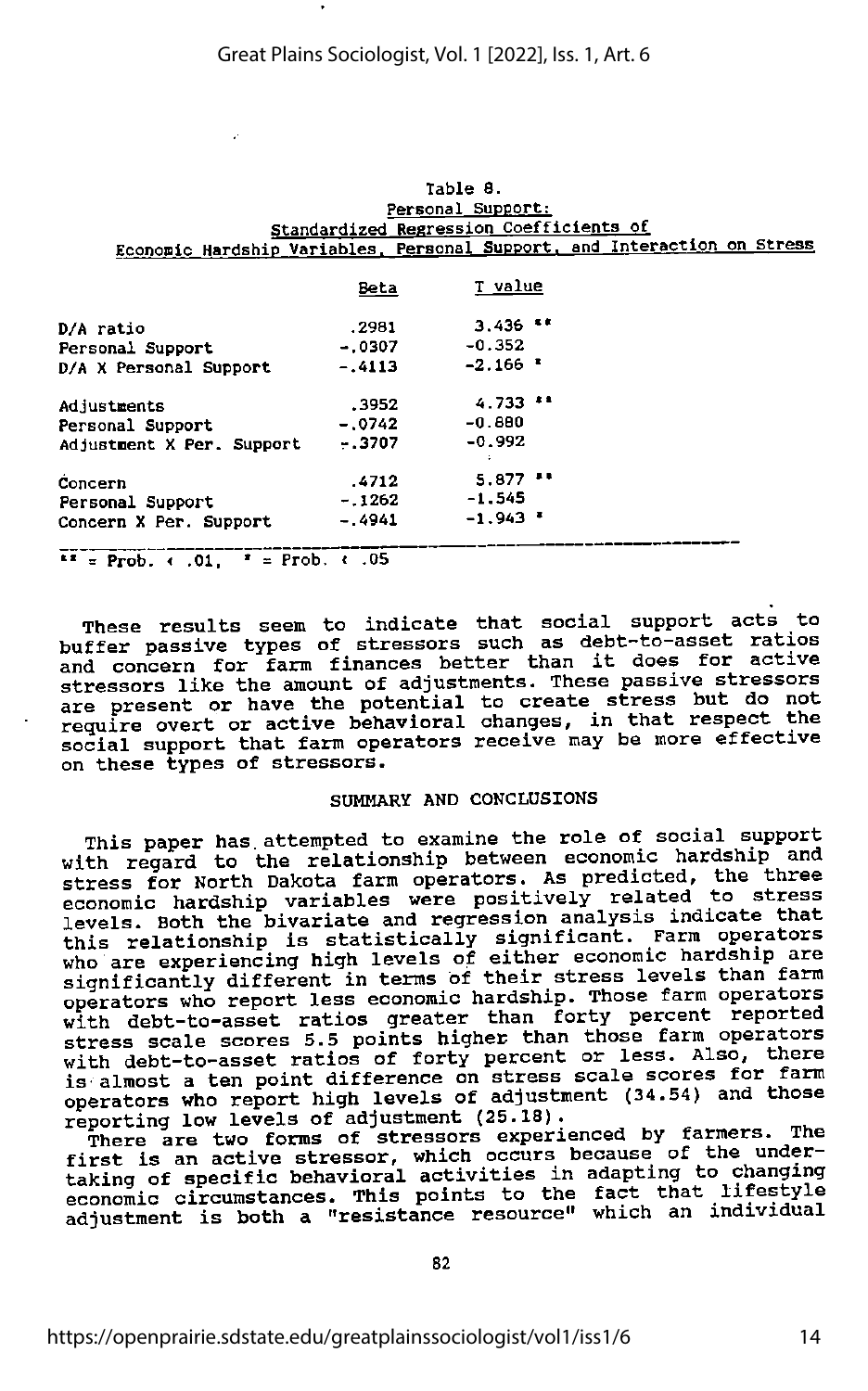Table 8.
Personal Support:
Standardized Regression Coefficients of
Economic Hardship Variables, Personal Support, and Interaction on Stress

| | Beta | T value |
|---|---|---|
| D/A ratio | .2981 | 3.436 ** |
| Personal Support | -.0307 | -0.352 |
| D/A X Personal Support | -.4113 | -2.166 * |
| Adjustments | .3952 | 4.733 ** |
| Personal Support | -.0742 | -0.880 |
| Adjustment X Per. Support | -.3707 | -0.992 |
| Concern | .4712 | 5.877 ** |
| Personal Support | -.1262 | -1.545 |
| Concern X Per. Support | -.4941 | -1.943 * |

** = Prob. < .01, * = Prob. < .05

These results seem to indicate that social support acts to buffer passive types of stressors such as debt-to-asset ratios and concern for farm finances better than it does for active stressors like the amount of adjustments. These passive stressors are present or have the potential to create stress but do not require overt or active behavioral changes, in that respect the social support that farm operators receive may be more effective on these types of stressors.

## SUMMARY AND CONCLUSIONS

This paper has attempted to examine the role of social support with regard to the relationship between economic hardship and stress for North Dakota farm operators. As predicted, the three economic hardship variables were positively related to stress levels. Both the bivariate and regression analysis indicate that this relationship is statistically significant. Farm operators who are experiencing high levels of either economic hardship are significantly different in terms of their stress levels than farm operators who report less economic hardship. Those farm operators with debt-to-asset ratios greater than forty percent reported stress scale scores 5.5 points higher than those farm operators with debt-to-asset ratios of forty percent or less. Also, there is almost a ten point difference on stress scale scores for farm operators who report high levels of adjustment (34.54) and those reporting low levels of adjustment (25.18).

There are two forms of stressors experienced by farmers. The first is an active stressor, which occurs because of the undertaking of specific behavioral activities in adapting to changing economic circumstances. This points to the fact that lifestyle adjustment is both a "resistance resource" which an individual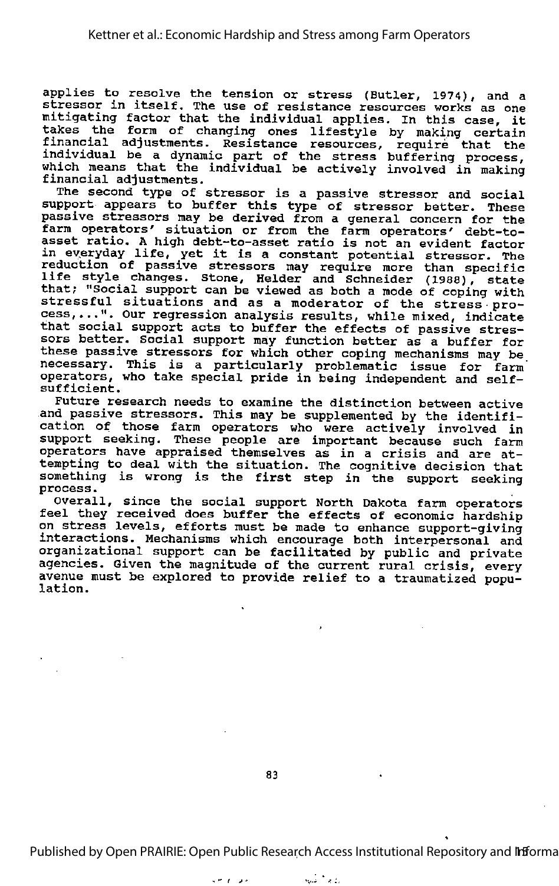applies to resolve the tension or stress (Butler, 1974), and a stressor in itself. The use of resistance resources works as one mitigating factor that the individual applies. In this case, it takes the form of changing ones lifestyle by making certain financial adjustments. Resistance resources, require that the individual be a dynamic part of the stress buffering process, which means that the individual be actively involved in making financial adjustments.

The second type of stressor is a passive stressor and social support appears to buffer this type of stressor better. These passive stressors may be derived from a general concern for the farm operators' situation or from the farm operators' debt-to-asset ratio. A high debt-to-asset ratio is not an evident factor in everyday life, yet it is a constant potential stressor. The reduction of passive stressors may require more than specific life style changes. Stone, Helder and Schneider (1988), state that; "Social support can be viewed as both a mode of coping with stressful situations and as a moderator of the stress process,...". Our regression analysis results, while mixed, indicate that social support acts to buffer the effects of passive stressors better. Social support may function better as a buffer for these passive stressors for which other coping mechanisms may be necessary. This is a particularly problematic issue for farm operators, who take special pride in being independent and self-sufficient.

Future research needs to examine the distinction between active and passive stressors. This may be supplemented by the identification of those farm operators who were actively involved in support seeking. These people are important because such farm operators have appraised themselves as in a crisis and are attempting to deal with the situation. The cognitive decision that something is wrong is the first step in the support seeking process.

Overall, since the social support North Dakota farm operators feel they received does buffer the effects of economic hardship on stress levels, efforts must be made to enhance support-giving interactions. Mechanisms which encourage both interpersonal and organizational support can be facilitated by public and private agencies. Given the magnitude of the current rural crisis, every avenue must be explored to provide relief to a traumatized population.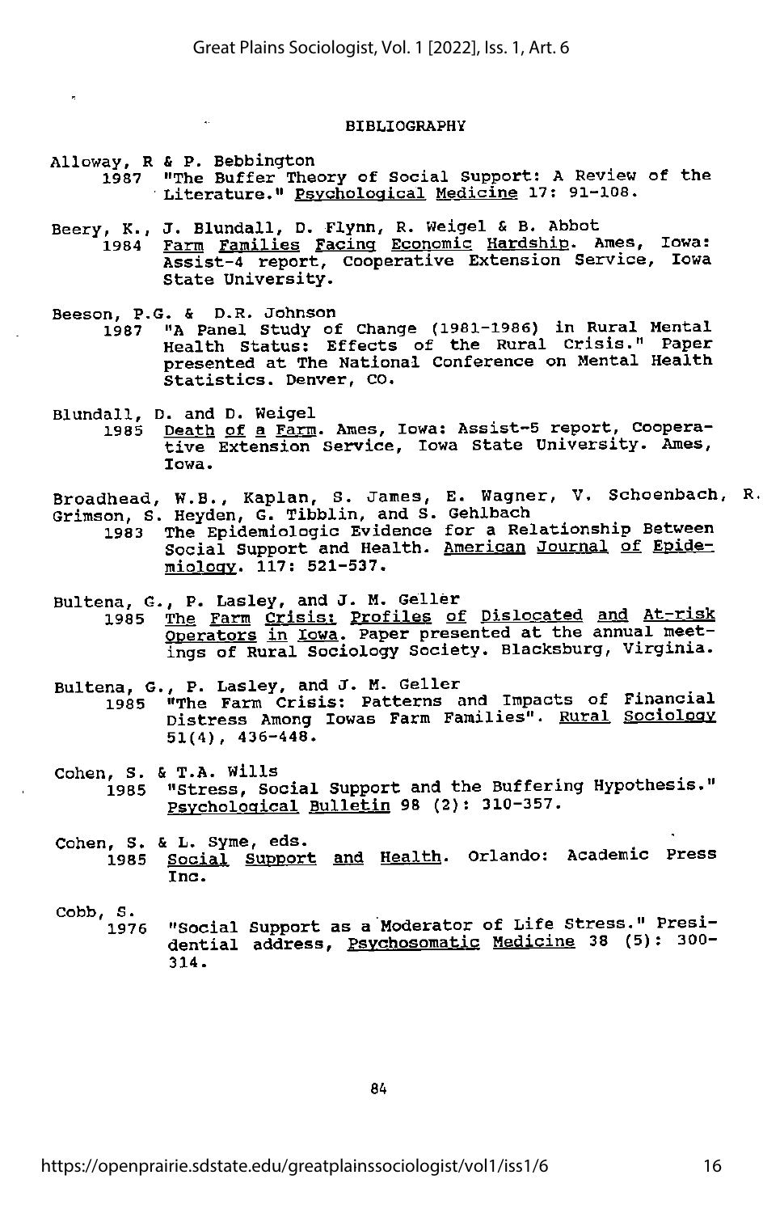## BIBLIOGRAPHY

Alloway, R & P. Bebbington
1987 "The Buffer Theory of Social Support: A Review of the Literature." Psychological Medicine 17: 91-108.

Beery, K., J. Blundall, D. Flynn, R. Weigel & B. Abbot
1984 Farm Families Facing Economic Hardship. Ames, Iowa: Assist-4 report, Cooperative Extension Service, Iowa State University.

Beeson, P.G. & D.R. Johnson
1987 "A Panel Study of Change (1981-1986) in Rural Mental Health Status: Effects of the Rural Crisis." Paper presented at The National Conference on Mental Health Statistics. Denver, CO.

Blundall, D. and D. Weigel
1985 Death of a Farm. Ames, Iowa: Assist-5 report, Cooperative Extension Service, Iowa State University. Ames, Iowa.

Broadhead, W.B., Kaplan, S. James, E. Wagner, V. Schoenbach, R. Grimson, S. Heyden, G. Tibblin, and S. Gehlbach
1983 The Epidemiologic Evidence for a Relationship Between Social Support and Health. American Journal of Epidemiology. 117: 521-537.

Bultena, G., P. Lasley, and J. M. Geller
1985 The Farm Crisis: Profiles of Dislocated and At-risk Operators in Iowa. Paper presented at the annual meetings of Rural Sociology Society. Blacksburg, Virginia.

Bultena, G., P. Lasley, and J. M. Geller
1985 "The Farm Crisis: Patterns and Impacts of Financial Distress Among Iowas Farm Families". Rural Sociology 51(4), 436-448.

Cohen, S. & T.A. Wills
1985 "Stress, Social Support and the Buffering Hypothesis." Psychological Bulletin 98 (2): 310-357.

Cohen, S. & L. Syme, eds.
1985 Social Support and Health. Orlando: Academic Press Inc.

Cobb, S.
1976 "Social Support as a Moderator of Life Stress." Presidential address, Psychosomatic Medicine 38 (5): 300-314.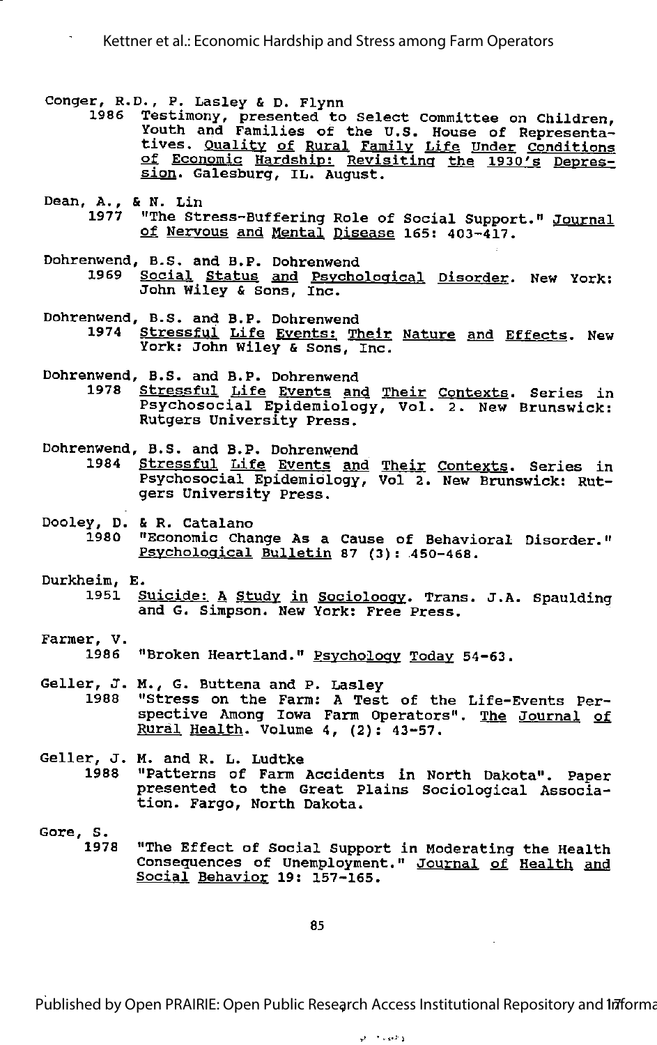Conger, R.D., P. Lasley & D. Flynn
1986 Testimony, presented to Select Committee on Children, Youth and Families of the U.S. House of Representatives. Quality of Rural Family Life Under Conditions of Economic Hardship: Revisiting the 1930's Depression. Galesburg, IL. August.

Dean, A., & N. Lin
1977 "The Stress-Buffering Role of Social Support." Journal of Nervous and Mental Disease 165: 403-417.

Dohrenwend, B.S. and B.P. Dohrenwend
1969 Social Status and Psychological Disorder. New York: John Wiley & Sons, Inc.

Dohrenwend, B.S. and B.P. Dohrenwend
1974 Stressful Life Events: Their Nature and Effects. New York: John Wiley & Sons, Inc.

Dohrenwend, B.S. and B.P. Dohrenwend
1978 Stressful Life Events and Their Contexts. Series in Psychosocial Epidemiology, Vol. 2. New Brunswick: Rutgers University Press.

Dohrenwend, B.S. and B.P. Dohrenwend
1984 Stressful Life Events and Their Contexts. Series in Psychosocial Epidemiology, Vol 2. New Brunswick: Rutgers University Press.

Dooley, D. & R. Catalano
1980 "Economic Change As a Cause of Behavioral Disorder." Psychological Bulletin 87 (3): 450-468.

Durkheim, E.
1951 Suicide: A Study in Sociology. Trans. J.A. Spaulding and G. Simpson. New York: Free Press.

Farmer, V.
1986 "Broken Heartland." Psychology Today 54-63.

Geller, J. M., G. Buttena and P. Lasley
1988 "Stress on the Farm: A Test of the Life-Events Perspective Among Iowa Farm Operators". The Journal of Rural Health. Volume 4, (2): 43-57.

Geller, J. M. and R. L. Ludtke
1988 "Patterns of Farm Accidents in North Dakota". Paper presented to the Great Plains Sociological Association. Fargo, North Dakota.

Gore, S.
1978 "The Effect of Social Support in Moderating the Health Consequences of Unemployment." Journal of Health and Social Behavior 19: 157-165.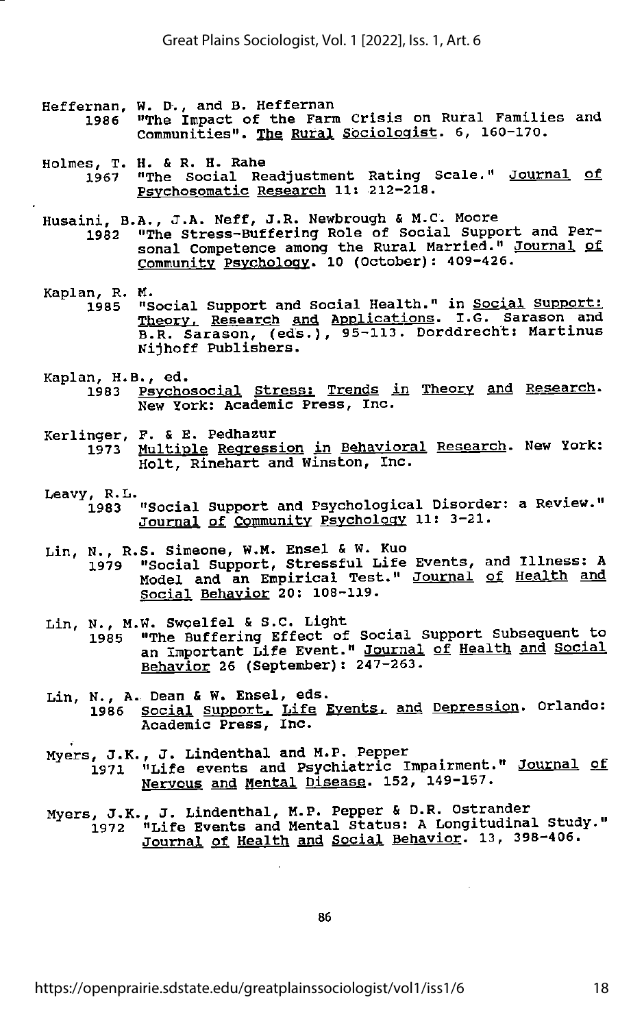Heffernan, W. D., and B. Heffernan
1986 "The Impact of the Farm Crisis on Rural Families and Communities". The Rural Sociologist. 6, 160-170.

Holmes, T. H. & R. H. Rahe
1967 "The Social Readjustment Rating Scale." Journal of Psychosomatic Research 11: 212-218.

Husaini, B.A., J.A. Neff, J.R. Newbrough & M.C. Moore
1982 "The Stress-Buffering Role of Social Support and Personal Competence among the Rural Married." Journal of Community Psychology. 10 (October): 409-426.

Kaplan, R. M.
1985 "Social Support and Social Health." in Social Support: Theory, Research and Applications. I.G. Sarason and B.R. Sarason, (eds.), 95-113. Dorddrecht: Martinus Nijhoff Publishers.

Kaplan, H.B., ed.
1983 Psychosocial Stress: Trends in Theory and Research. New York: Academic Press, Inc.

Kerlinger, F. & E. Pedhazur
1973 Multiple Regression in Behavioral Research. New York: Holt, Rinehart and Winston, Inc.

Leavy, R.L.
1983 "Social Support and Psychological Disorder: a Review." Journal of Community Psychology 11: 3-21.

Lin, N., R.S. Simeone, W.M. Ensel & W. Kuo
1979 "Social Support, Stressful Life Events, and Illness: A Model and an Empirical Test." Journal of Health and Social Behavior 20: 108-119.

Lin, N., M.W. Swoelfel & S.C. Light
1985 "The Buffering Effect of Social Support Subsequent to an Important Life Event." Journal of Health and Social Behavior 26 (September): 247-263.

Lin, N., A. Dean & W. Ensel, eds.
1986 Social Support, Life Events, and Depression. Orlando: Academic Press, Inc.

Myers, J.K., J. Lindenthal and M.P. Pepper
1971 "Life events and Psychiatric Impairment." Journal of Nervous and Mental Disease. 152, 149-157.

Myers, J.K., J. Lindenthal, M.P. Pepper & D.R. Ostrander
1972 "Life Events and Mental Status: A Longitudinal Study." Journal of Health and Social Behavior. 13, 398-406.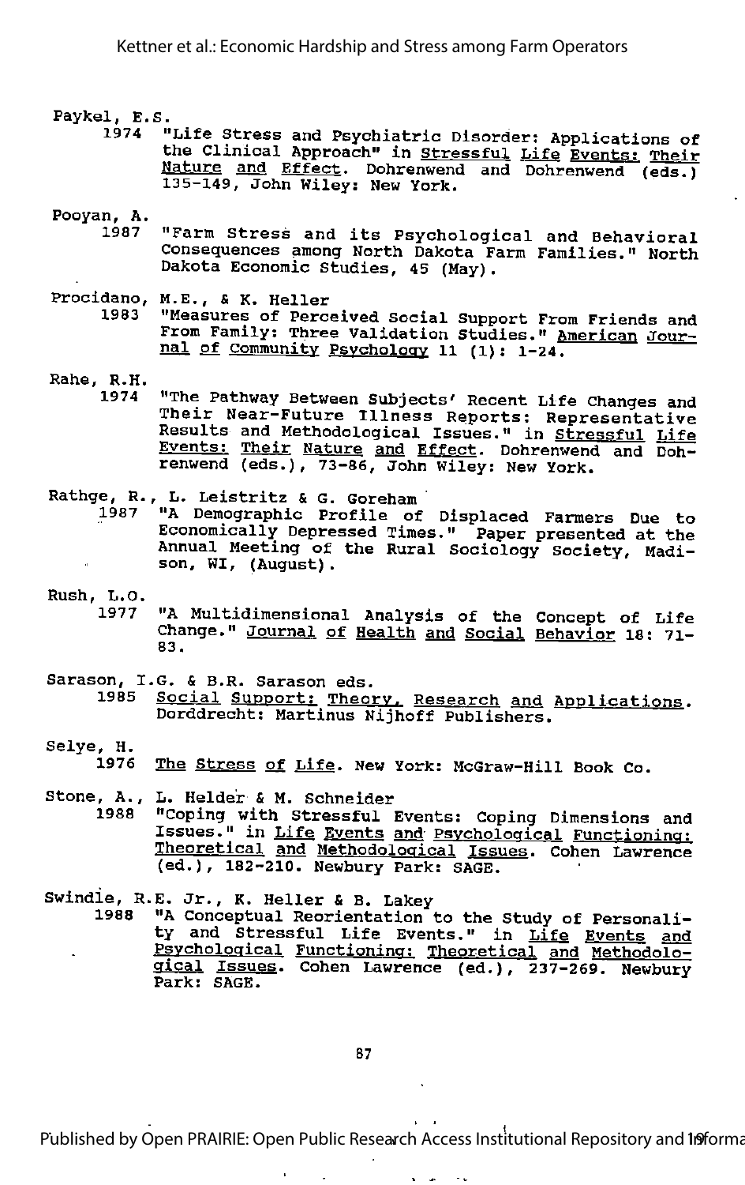Paykel, E.S.
1974 "Life Stress and Psychiatric Disorder: Applications of the Clinical Approach" in Stressful Life Events: Their Nature and Effect. Dohrenwend and Dohrenwend (eds.) 135-149, John Wiley: New York.

Pooyan, A.
1987 "Farm Stress and its Psychological and Behavioral Consequences among North Dakota Farm Families." North Dakota Economic Studies, 45 (May).

Procidano, M.E., & K. Heller
1983 "Measures of Perceived Social Support From Friends and From Family: Three Validation Studies." American Journal of Community Psychology 11 (1): 1-24.

Rahe, R.H.
1974 "The Pathway Between Subjects' Recent Life Changes and Their Near-Future Illness Reports: Representative Results and Methodological Issues." in Stressful Life Events: Their Nature and Effect. Dohrenwend and Dohrenwend (eds.), 73-86, John Wiley: New York.

Rathge, R., L. Leistritz & G. Goreham
1987 "A Demographic Profile of Displaced Farmers Due to Economically Depressed Times." Paper presented at the Annual Meeting of the Rural Sociology Society, Madison, WI, (August).

Rush, L.O.
1977 "A Multidimensional Analysis of the Concept of Life Change." Journal of Health and Social Behavior 18: 71-83.

Sarason, I.G. & B.R. Sarason eds.
1985 Social Support: Theory, Research and Applications. Dorddrecht: Martinus Nijhoff Publishers.

Selye, H.
1976 The Stress of Life. New York: McGraw-Hill Book Co.

Stone, A., L. Helder & M. Schneider
1988 "Coping with Stressful Events: Coping Dimensions and Issues." in Life Events and Psychological Functioning: Theoretical and Methodological Issues. Cohen Lawrence (ed.), 182-210. Newbury Park: SAGE.

Swindle, R.E. Jr., K. Heller & B. Lakey
1988 "A Conceptual Reorientation to the Study of Personality and Stressful Life Events." in Life Events and Psychological Functioning: Theoretical and Methodological Issues. Cohen Lawrence (ed.), 237-269. Newbury Park: SAGE.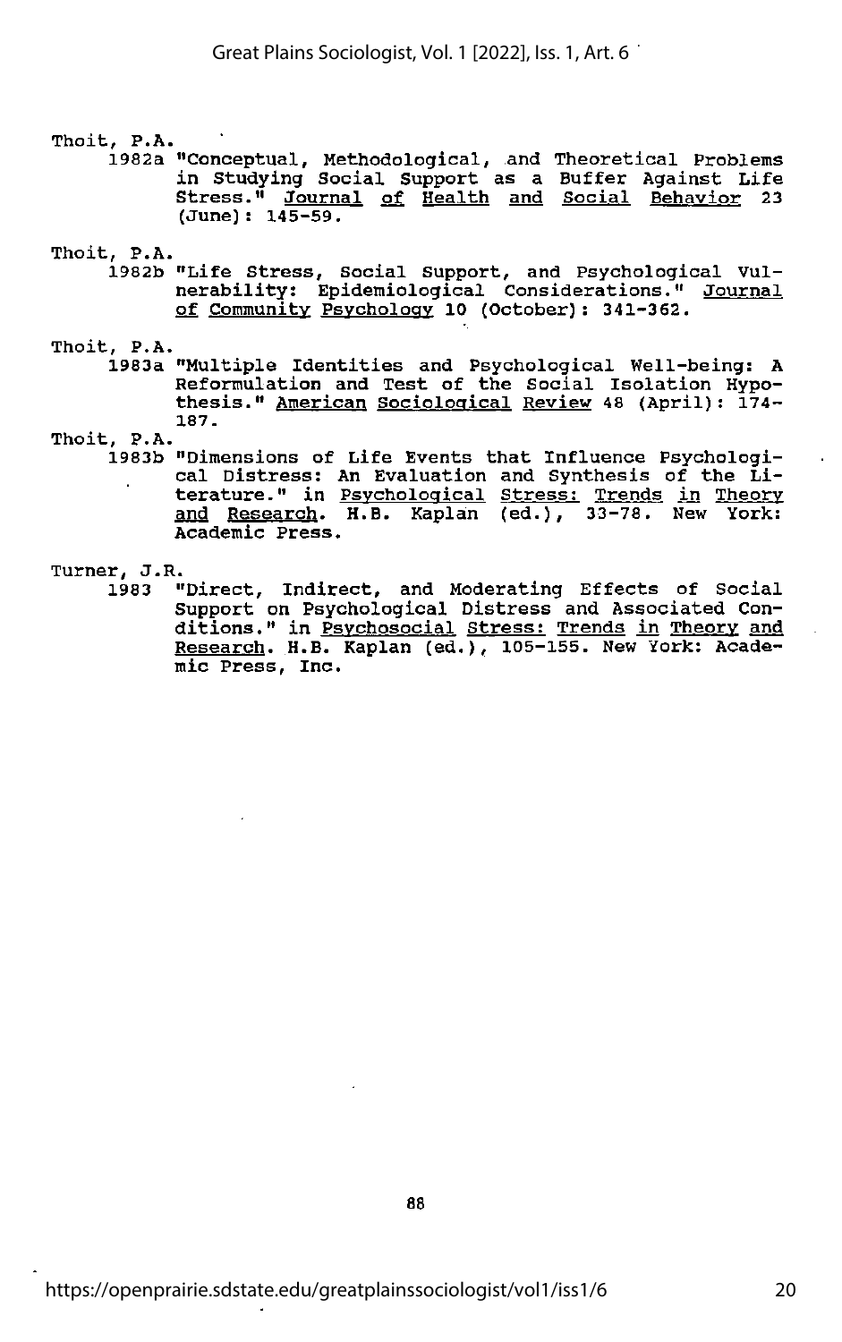Thoit, P.A.
   1982a "Conceptual, Methodological, and Theoretical Problems in Studying Social Support as a Buffer Against Life Stress." Journal of Health and Social Behavior 23 (June): 145-59.

Thoit, P.A.
   1982b "Life Stress, Social Support, and Psychological Vulnerability: Epidemiological Considerations." Journal of Community Psychology 10 (October): 341-362.

Thoit, P.A.
   1983a "Multiple Identities and Psychological Well-being: A Reformulation and Test of the Social Isolation Hypothesis." American Sociological Review 48 (April): 174-187.

Thoit, P.A.
   1983b "Dimensions of Life Events that Influence Psychological Distress: An Evaluation and Synthesis of the Literature." in Psychological Stress: Trends in Theory and Research. H.B. Kaplan (ed.), 33-78. New York: Academic Press.

Turner, J.R.
   1983 "Direct, Indirect, and Moderating Effects of Social Support on Psychological Distress and Associated Conditions." in Psychosocial Stress: Trends in Theory and Research. H.B. Kaplan (ed.), 105-155. New York: Academic Press, Inc.